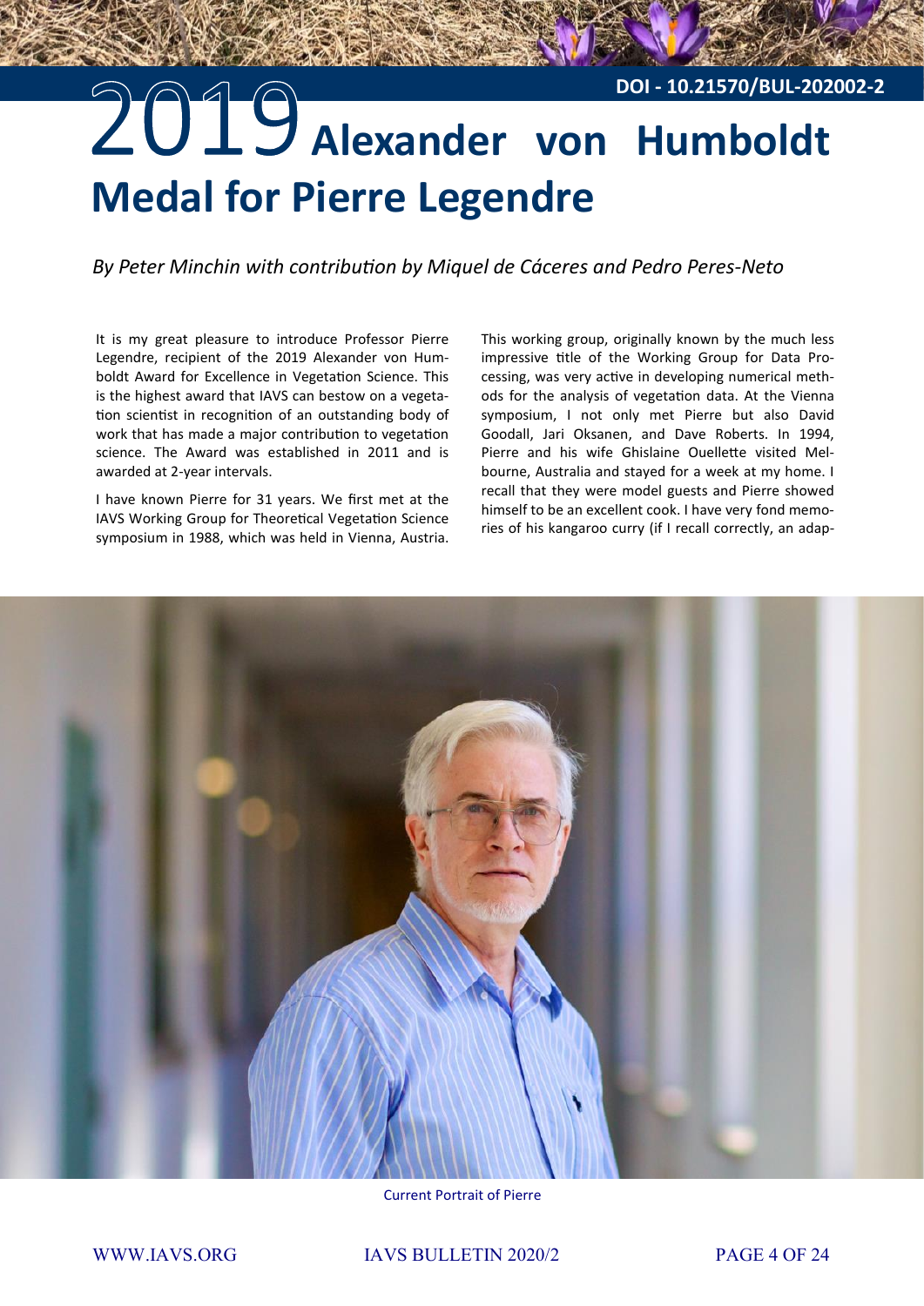DOI - 10.21570/BUL-202002-2

# 2019 Alexander von Humboldt Medal for Pierre Legendre

*By Peter Minchin with contribution by Miquel de Cáceres and Pedro Peres-Neto*

It is my great pleasure to introduce Professor Pierre Legendre, recipient of the 2019 Alexander von Humboldt Award for Excellence in Vegetation Science. This is the highest award that IAVS can bestow on a vegetation scientist in recognition of an outstanding body of work that has made a major contribution to vegetation science. The Award was established in 2011 and is awarded at 2-year intervals.

I have known Pierre for 31 years. We first met at the IAVS Working Group for Theoretical Vegetation Science symposium in 1988, which was held in Vienna, Austria. This working group, originally known by the much less impressive title of the Working Group for Data Processing, was very active in developing numerical methods for the analysis of vegetation data. At the Vienna symposium, I not only met Pierre but also David Goodall, Jari Oksanen, and Dave Roberts. In 1994, Pierre and his wife Ghislaine Ouellette visited Melbourne, Australia and stayed for a week at my home. I recall that they were model guests and Pierre showed himself to be an excellent cook. I have very fond memories of his kangaroo curry (if I recall correctly, an adap-

Current Portrait of Pierre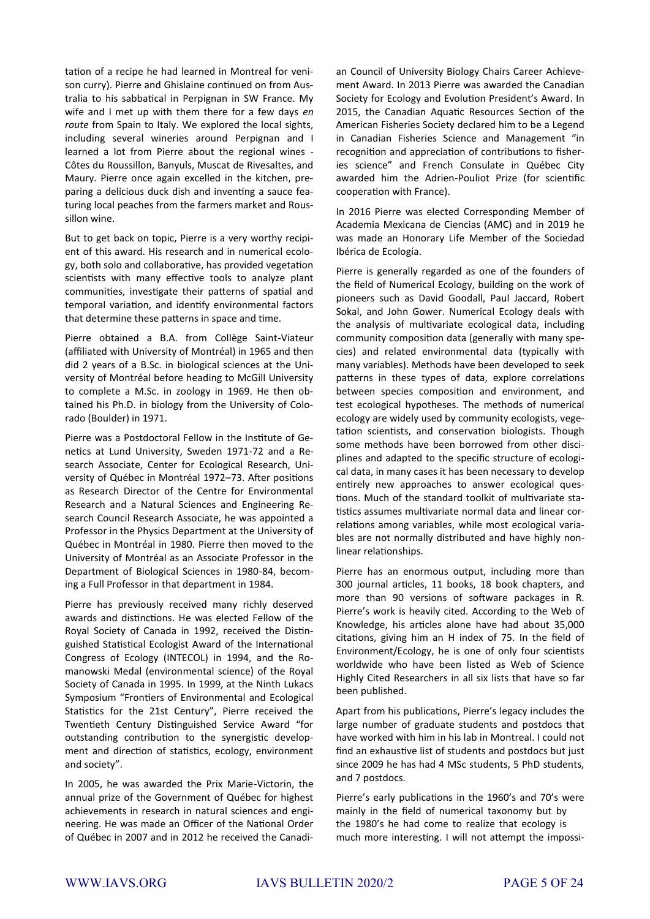tation of a recipe he had learned in Montreal for venison curry). Pierre and Ghislaine continued on from Australia to his sabbatical in Perpignan in SW France. My wife and I met up with them there for a few days *en route* from Spain to Italy. We explored the local sights, including several wineries around Perpignan and I learned a lot from Pierre about the regional wines - Côtes du Roussillon, Banyuls, Muscat de Rivesaltes, and Maury. Pierre once again excelled in the kitchen, preparing a delicious duck dish and inventing a sauce featuring local peaches from the farmers market and Roussillon wine.

But to get back on topic, Pierre is a very worthy recipient of this award. His research and in numerical ecology, both solo and collaborative, has provided vegetation scientists with many effective tools to analyze plant communities, investigate their patterns of spatial and temporal variation, and identify environmental factors that determine these patterns in space and time.

Pierre obtained a B.A. from Collège Saint-Viateur (affiliated with University of Montréal) in 1965 and then did 2 years of a B.Sc. in biological sciences at the University of Montréal before heading to McGill University to complete a M.Sc. in zoology in 1969. He then obtained his Ph.D. in biology from the University of Colorado (Boulder) in 1971.

Pierre was a Postdoctoral Fellow in the Institute of Genetics at Lund University, Sweden 1971-72 and a Research Associate, Center for Ecological Research, University of Québec in Montréal 1972–73. After positions as Research Director of the Centre for Environmental Research and a Natural Sciences and Engineering Research Council Research Associate, he was appointed a Professor in the Physics Department at the University of Québec in Montréal in 1980. Pierre then moved to the University of Montréal as an Associate Professor in the Department of Biological Sciences in 1980-84, becoming a Full Professor in that department in 1984.

Pierre has previously received many richly deserved awards and distinctions. He was elected Fellow of the Royal Society of Canada in 1992, received the Distinguished Statistical Ecologist Award of the International Congress of Ecology (INTECOL) in 1994, and the Romanowski Medal (environmental science) of the Royal Society of Canada in 1995. In 1999, at the Ninth Lukacs Symposium "Frontiers of Environmental and Ecological Statistics for the 21st Century", Pierre received the Twentieth Century Distinguished Service Award "for outstanding contribution to the synergistic development and direction of statistics, ecology, environment and society".

In 2005, he was awarded the Prix Marie-Victorin, the annual prize of the Government of Québec for highest achievements in research in natural sciences and engineering. He was made an Officer of the National Order of Québec in 2007 and in 2012 he received the Canadian Council of University Biology Chairs Career Achievement Award. In 2013 Pierre was awarded the Canadian Society for Ecology and Evolution President's Award. In 2015, the Canadian Aquatic Resources Section of the American Fisheries Society declared him to be a Legend in Canadian Fisheries Science and Management "in recognition and appreciation of contributions to fisheries science" and French Consulate in Québec City awarded him the Adrien-Pouliot Prize (for scientific cooperation with France).

In 2016 Pierre was elected Corresponding Member of Academia Mexicana de Ciencias (AMC) and in 2019 he was made an Honorary Life Member of the Sociedad Ibérica de Ecología.

Pierre is generally regarded as one of the founders of the field of Numerical Ecology, building on the work of pioneers such as David Goodall, Paul Jaccard, Robert Sokal, and John Gower. Numerical Ecology deals with the analysis of multivariate ecological data, including community composition data (generally with many species) and related environmental data (typically with many variables). Methods have been developed to seek patterns in these types of data, explore correlations between species composition and environment, and test ecological hypotheses. The methods of numerical ecology are widely used by community ecologists, vegetation scientists, and conservation biologists. Though some methods have been borrowed from other disciplines and adapted to the specific structure of ecological data, in many cases it has been necessary to develop entirely new approaches to answer ecological questions. Much of the standard toolkit of multivariate statistics assumes multivariate normal data and linear correlations among variables, while most ecological variables are not normally distributed and have highly nonlinear relationships.

Pierre has an enormous output, including more than 300 journal articles, 11 books, 18 book chapters, and more than 90 versions of software packages in R. Pierre's work is heavily cited. According to the Web of Knowledge, his articles alone have had about 35,000 citations, giving him an H index of 75. In the field of Environment/Ecology, he is one of only four scientists worldwide who have been listed as Web of Science Highly Cited Researchers in all six lists that have so far been published.

Apart from his publications, Pierre's legacy includes the large number of graduate students and postdocs that have worked with him in his lab in Montreal. I could not find an exhaustive list of students and postdocs but just since 2009 he has had 4 MSc students, 5 PhD students, and 7 postdocs.

Pierre's early publications in the 1960's and 70's were mainly in the field of numerical taxonomy but by the 1980's he had come to realize that ecology is much more interesting. I will not attempt the impossi-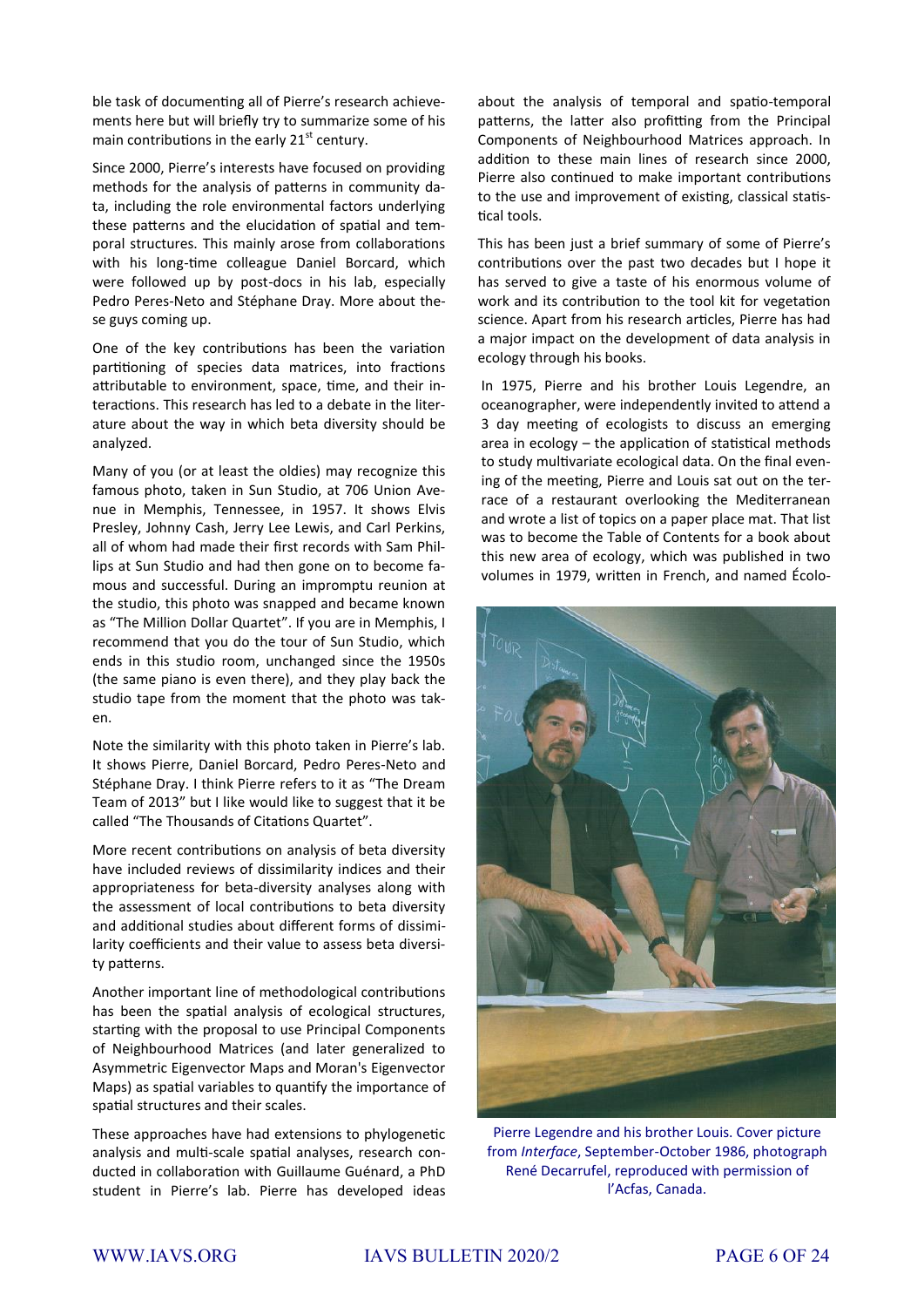ble task of documenting all of Pierre's research achievements here but will briefly try to summarize some of his main contributions in the early 21st century.

Since 2000, Pierre's interests have focused on providing methods for the analysis of patterns in community data, including the role environmental factors underlying these patterns and the elucidation of spatial and temporal structures. This mainly arose from collaborations with his long-time colleague Daniel Borcard, which were followed up by post-docs in his lab, especially Pedro Peres-Neto and Stéphane Dray. More about these guys coming up.

One of the key contributions has been the variation partitioning of species data matrices, into fractions attributable to environment, space, time, and their interactions. This research has led to a debate in the literature about the way in which beta diversity should be analyzed.

Many of you (or at least the oldies) may recognize this famous photo, taken in Sun Studio, at 706 Union Avenue in Memphis, Tennessee, in 1957. It shows Elvis Presley, Johnny Cash, Jerry Lee Lewis, and Carl Perkins, all of whom had made their first records with Sam Phillips at Sun Studio and had then gone on to become famous and successful. During an impromptu reunion at the studio, this photo was snapped and became known as "The Million Dollar Quartet". If you are in Memphis, I recommend that you do the tour of Sun Studio, which ends in this studio room, unchanged since the 1950s (the same piano is even there), and they play back the studio tape from the moment that the photo was taken.

Note the similarity with this photo taken in Pierre's lab. It shows Pierre, Daniel Borcard, Pedro Peres-Neto and Stéphane Dray. I think Pierre refers to it as "The Dream Team of 2013" but I like would like to suggest that it be called "The Thousands of Citations Quartet".

More recent contributions on analysis of beta diversity have included reviews of dissimilarity indices and their appropriateness for beta-diversity analyses along with the assessment of local contributions to beta diversity and additional studies about different forms of dissimilarity coefficients and their value to assess beta diversity patterns.

Another important line of methodological contributions has been the spatial analysis of ecological structures, starting with the proposal to use Principal Components of Neighbourhood Matrices (and later generalized to Asymmetric Eigenvector Maps and Moran's Eigenvector Maps) as spatial variables to quantify the importance of spatial structures and their scales.

These approaches have had extensions to phylogenetic analysis and multi-scale spatial analyses, research conducted in collaboration with Guillaume Guénard, a PhD student in Pierre's lab. Pierre has developed ideas about the analysis of temporal and spatio-temporal patterns, the latter also profitting from the Principal Components of Neighbourhood Matrices approach. In addition to these main lines of research since 2000, Pierre also continued to make important contributions to the use and improvement of existing, classical statistical tools.

This has been just a brief summary of some of Pierre's contributions over the past two decades but I hope it has served to give a taste of his enormous volume of work and its contribution to the tool kit for vegetation science. Apart from his research articles, Pierre has had a major impact on the development of data analysis in ecology through his books.

In 1975, Pierre and his brother Louis Legendre, an oceanographer, were independently invited to attend a 3 day meeting of ecologists to discuss an emerging area in ecology – the application of statistical methods to study multivariate ecological data. On the final evening of the meeting, Pierre and Louis sat out on the terrace of a restaurant overlooking the Mediterranean and wrote a list of topics on a paper place mat. That list was to become the Table of Contents for a book about this new area of ecology, which was published in two volumes in 1979, written in French, and named Écolo-

Pierre Legendre and his brother Louis. Cover picture from *Interface*, September-October 1986, photograph René Decarrufel, reproduced with permission of l'Acfas, Canada.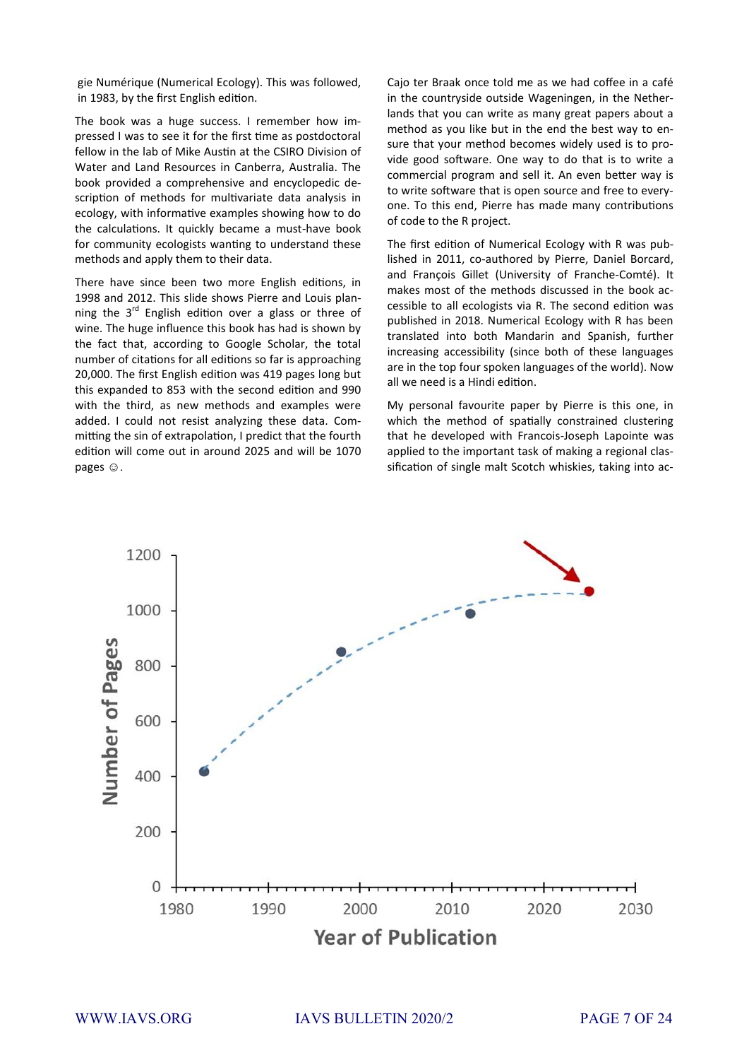gie Numérique (Numerical Ecology). This was followed, in 1983, by the first English edition.

The book was a huge success. I remember how impressed I was to see it for the first time as postdoctoral fellow in the lab of Mike Austin at the CSIRO Division of Water and Land Resources in Canberra, Australia. The book provided a comprehensive and encyclopedic description of methods for multivariate data analysis in ecology, with informative examples showing how to do the calculations. It quickly became a must-have book for community ecologists wanting to understand these methods and apply them to their data.

There have since been two more English editions, in 1998 and 2012. This slide shows Pierre and Louis planning the 3rd English edition over a glass or three of wine. The huge influence this book has had is shown by the fact that, according to Google Scholar, the total number of citations for all editions so far is approaching 20,000. The first English edition was 419 pages long but this expanded to 853 with the second edition and 990 with the third, as new methods and examples were added. I could not resist analyzing these data. Committing the sin of extrapolation, I predict that the fourth edition will come out in around 2025 and will be 1070 pages ☺.

Cajo ter Braak once told me as we had coffee in a café in the countryside outside Wageningen, in the Netherlands that you can write as many great papers about a method as you like but in the end the best way to ensure that your method becomes widely used is to provide good software. One way to do that is to write a commercial program and sell it. An even better way is to write software that is open source and free to everyone. To this end, Pierre has made many contributions of code to the R project.

The first edition of Numerical Ecology with R was published in 2011, co-authored by Pierre, Daniel Borcard, and François Gillet (University of Franche-Comté). It makes most of the methods discussed in the book accessible to all ecologists via R. The second edition was published in 2018. Numerical Ecology with R has been translated into both Mandarin and Spanish, further increasing accessibility (since both of these languages are in the top four spoken languages of the world). Now all we need is a Hindi edition.

My personal favourite paper by Pierre is this one, in which the method of spatially constrained clustering that he developed with Francois-Joseph Lapointe was applied to the important task of making a regional classification of single malt Scotch whiskies, taking into ac-

Number of Pages

Year of Publication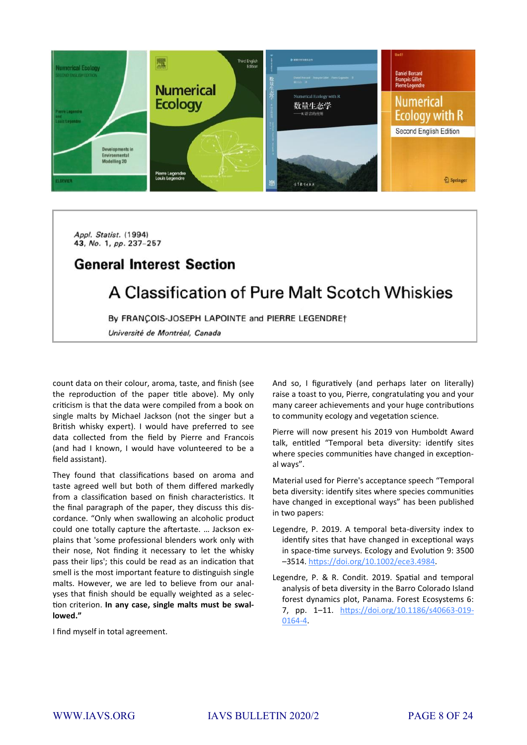Appl. Statist. (1994)
43, No. 1, pp. 237–257

## General Interest Section

# A Classification of Pure Malt Scotch Whiskies

By FRANÇOIS-JOSEPH LAPOINTE and PIERRE LEGENDRE†

*Université de Montréal, Canada*

count data on their colour, aroma, taste, and finish (see the reproduction of the paper title above). My only criticism is that the data were compiled from a book on single malts by Michael Jackson (not the singer but a British whisky expert). I would have preferred to see data collected from the field by Pierre and Francois (and had I known, I would have volunteered to be a field assistant).

They found that classifications based on aroma and taste agreed well but both of them differed markedly from a classification based on finish characteristics. It the final paragraph of the paper, they discuss this discordance. "Only when swallowing an alcoholic product could one totally capture the aftertaste. … Jackson explains that 'some professional blenders work only with their nose, Not finding it necessary to let the whisky pass their lips'; this could be read as an indication that smell is the most important feature to distinguish single malts. However, we are led to believe from our analyses that finish should be equally weighted as a selection criterion. **In any case, single malts must be swallowed."**

I find myself in total agreement.

And so, I figuratively (and perhaps later on literally) raise a toast to you, Pierre, congratulating you and your many career achievements and your huge contributions to community ecology and vegetation science.

Pierre will now present his 2019 von Humboldt Award talk, entitled "Temporal beta diversity: identify sites where species communities have changed in exceptional ways".

Material used for Pierre's acceptance speech "Temporal beta diversity: identify sites where species communities have changed in exceptional ways" has been published in two papers:

Legendre, P. 2019. A temporal beta-diversity index to identify sites that have changed in exceptional ways in space-time surveys. Ecology and Evolution 9: 3500–3514. https://doi.org/10.1002/ece3.4984.

Legendre, P. & R. Condit. 2019. Spatial and temporal analysis of beta diversity in the Barro Colorado Island forest dynamics plot, Panama. Forest Ecosystems 6: 7, pp. 1–11. https://doi.org/10.1186/s40663-019-0164-4.